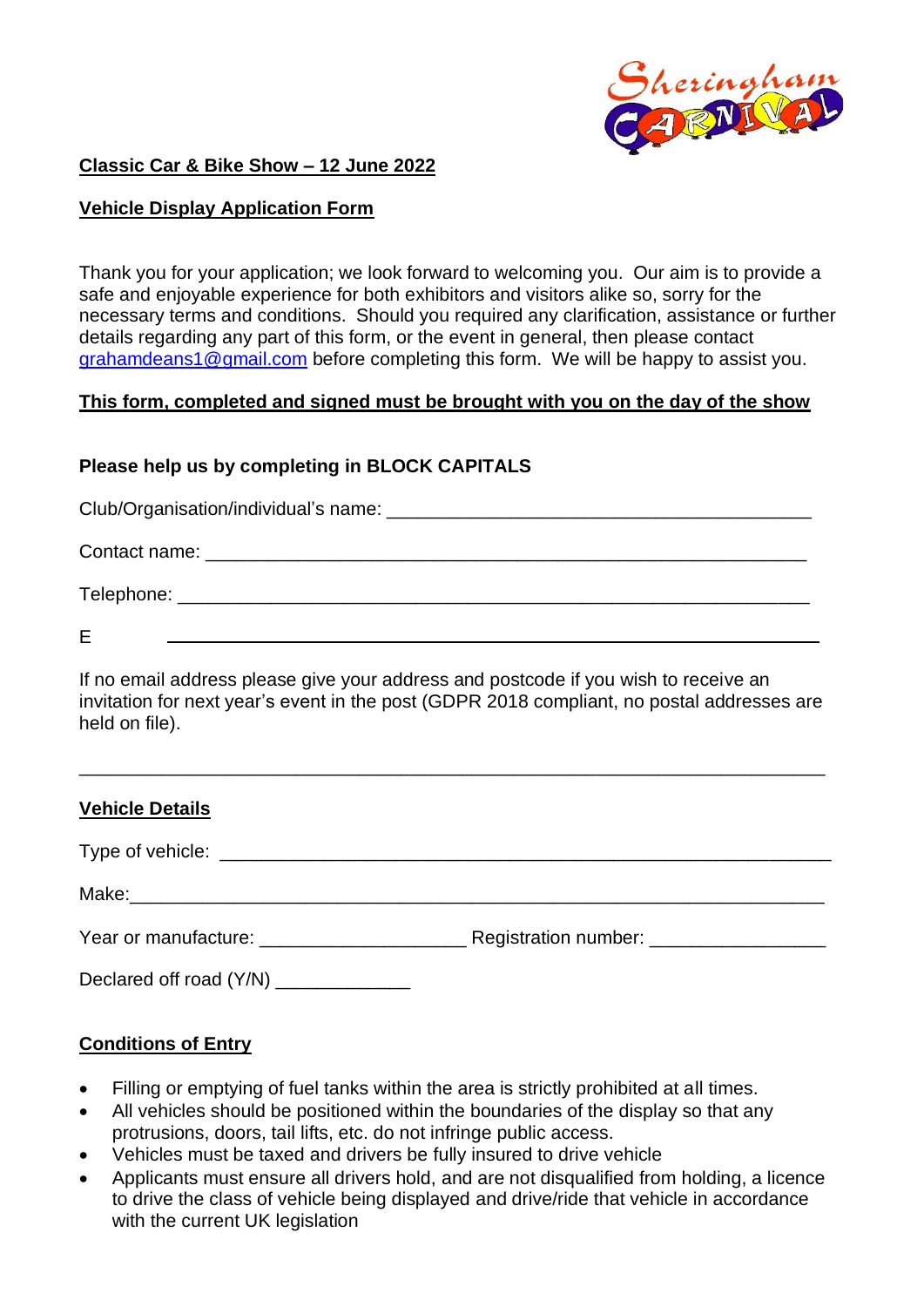**Classic Car & Bike Show – 12 June 2022**

**Vehicle Display Application Form**

Thank you for your application; we look forward to welcoming you. Our aim is to provide a safe and enjoyable experience for both exhibitors and visitors alike so, sorry for the necessary terms and conditions. Should you required any clarification, assistance or further details regarding any part of this form, or the event in general, then please contact grahamdeans1@gmail.com before completing this form. We will be happy to assist you.

**This form, completed and signed must be brought with you on the day of the show**

**Please help us by completing in BLOCK CAPITALS**

Club/Organisation/individual's name: ________________________________________

Contact name: ________________________________________________________

Telephone: __________________________________________________________

E ________________________________________________________________

If no email address please give your address and postcode if you wish to receive an invitation for next year's event in the post (GDPR 2018 compliant, no postal addresses are held on file).

______________________________________________________________________

**Vehicle Details**

Type of vehicle: ______________________________________________________

Make:______________________________________________________________

Year or manufacture: ___________________ Registration number: ________________

Declared off road (Y/N) ____________

**Conditions of Entry**

- Filling or emptying of fuel tanks within the area is strictly prohibited at all times.
- All vehicles should be positioned within the boundaries of the display so that any protrusions, doors, tail lifts, etc. do not infringe public access.
- Vehicles must be taxed and drivers be fully insured to drive vehicle
- Applicants must ensure all drivers hold, and are not disqualified from holding, a licence to drive the class of vehicle being displayed and drive/ride that vehicle in accordance with the current UK legislation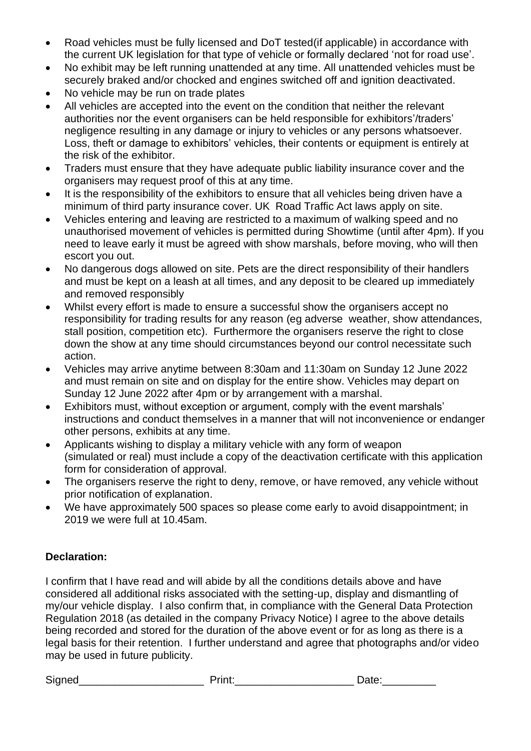- Road vehicles must be fully licensed and DoT tested(if applicable) in accordance with the current UK legislation for that type of vehicle or formally declared 'not for road use'.
- No exhibit may be left running unattended at any time. All unattended vehicles must be securely braked and/or chocked and engines switched off and ignition deactivated.
- No vehicle may be run on trade plates
- All vehicles are accepted into the event on the condition that neither the relevant authorities nor the event organisers can be held responsible for exhibitors'/traders' negligence resulting in any damage or injury to vehicles or any persons whatsoever. Loss, theft or damage to exhibitors' vehicles, their contents or equipment is entirely at the risk of the exhibitor.
- Traders must ensure that they have adequate public liability insurance cover and the organisers may request proof of this at any time.
- It is the responsibility of the exhibitors to ensure that all vehicles being driven have a minimum of third party insurance cover. UK Road Traffic Act laws apply on site.
- Vehicles entering and leaving are restricted to a maximum of walking speed and no unauthorised movement of vehicles is permitted during Showtime (until after 4pm). If you need to leave early it must be agreed with show marshals, before moving, who will then escort you out.
- No dangerous dogs allowed on site. Pets are the direct responsibility of their handlers and must be kept on a leash at all times, and any deposit to be cleared up immediately and removed responsibly
- Whilst every effort is made to ensure a successful show the organisers accept no responsibility for trading results for any reason (eg adverse weather, show attendances, stall position, competition etc). Furthermore the organisers reserve the right to close down the show at any time should circumstances beyond our control necessitate such action.
- Vehicles may arrive anytime between 8:30am and 11:30am on Sunday 12 June 2022 and must remain on site and on display for the entire show. Vehicles may depart on Sunday 12 June 2022 after 4pm or by arrangement with a marshal.
- Exhibitors must, without exception or argument, comply with the event marshals' instructions and conduct themselves in a manner that will not inconvenience or endanger other persons, exhibits at any time.
- Applicants wishing to display a military vehicle with any form of weapon (simulated or real) must include a copy of the deactivation certificate with this application form for consideration of approval.
- The organisers reserve the right to deny, remove, or have removed, any vehicle without prior notification of explanation.
- We have approximately 500 spaces so please come early to avoid disappointment; in 2019 we were full at 10.45am.

**Declaration:**

I confirm that I have read and will abide by all the conditions details above and have considered all additional risks associated with the setting-up, display and dismantling of my/our vehicle display. I also confirm that, in compliance with the General Data Protection Regulation 2018 (as detailed in the company Privacy Notice) I agree to the above details being recorded and stored for the duration of the above event or for as long as there is a legal basis for their retention. I further understand and agree that photographs and/or video may be used in future publicity.

Signed_____________________ Print:____________________ Date:_________